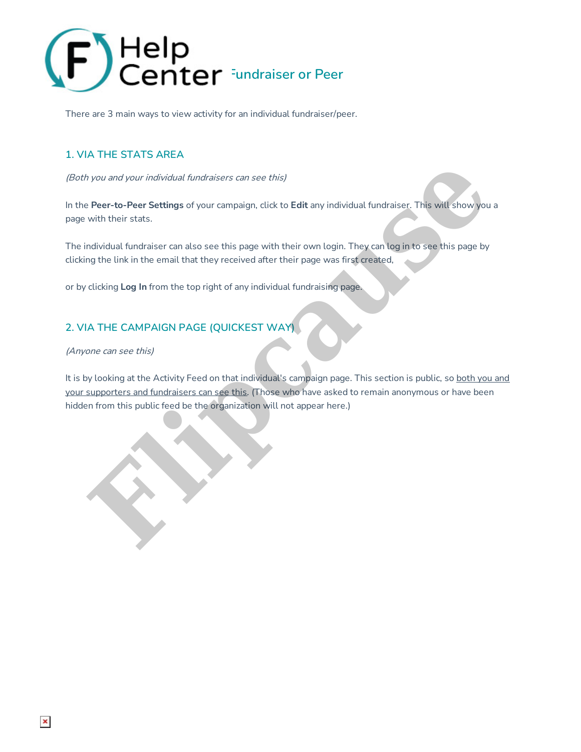# Fundraiser or Peer

There are 3 main ways to view activity for an individual fundraiser/peer.

## 1. VIA THE STATS AREA

*(Both you and your individual fundraisers can see this)*

In the **Peer-to-Peer Settings** of your campaign, click to **Edit** any individual fundraiser. This will show you a page with their stats.

The individual fundraiser can also see this page with their own login. They can log in to see this page by clicking the link in the email that they received after their page was first created,

or by clicking **Log In** from the top right of any individual fundraising page.

## 2. VIA THE CAMPAIGN PAGE (QUICKEST WAY)

*(Anyone can see this)*

It is by looking at the Activity Feed on that individual's campaign page. This section is public, so both you and your supporters and fundraisers can see this. (Those who have asked to remain anonymous or have been hidden from this public feed be the organization will not appear here.)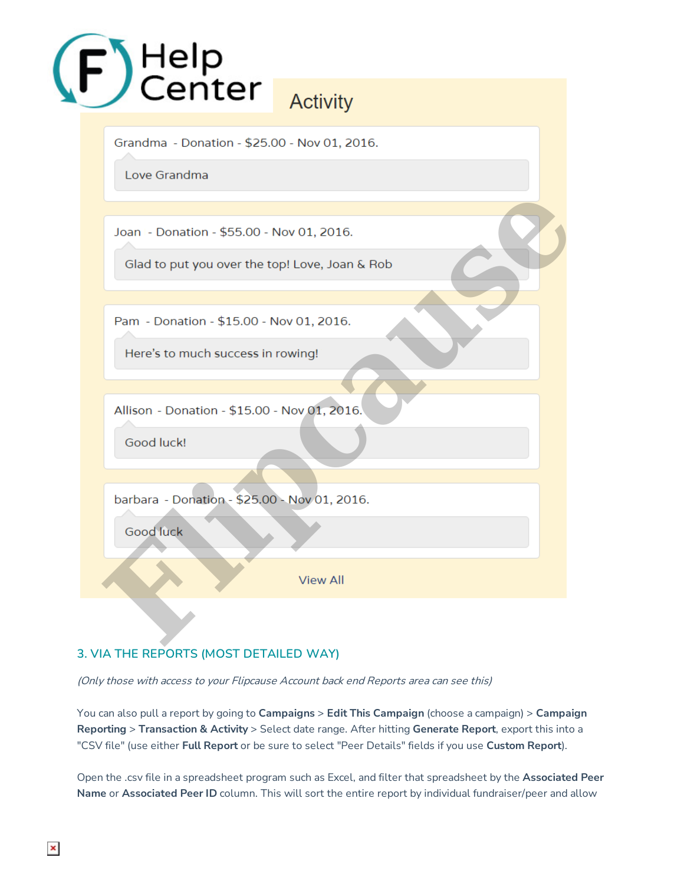Activity

Grandma - Donation - $25.00 - Nov 01, 2016.

Love Grandma

Joan - Donation - $55.00 - Nov 01, 2016.

Glad to put you over the top! Love, Joan & Rob

Pam - Donation - $15.00 - Nov 01, 2016.

Here's to much success in rowing!

Allison - Donation - $15.00 - Nov 01, 2016.

Good luck!

barbara - Donation - $25.00 - Nov 01, 2016.

Good luck

View All

### 3. VIA THE REPORTS (MOST DETAILED WAY)

*(Only those with access to your Flipcause Account back end Reports area can see this)*

You can also pull a report by going to **Campaigns** > **Edit This Campaign** (choose a campaign) > **Campaign Reporting** > **Transaction & Activity** > Select date range. After hitting **Generate Report**, export this into a "CSV file" (use either **Full Report** or be sure to select "Peer Details" fields if you use **Custom Report**).

Open the .csv file in a spreadsheet program such as Excel, and filter that spreadsheet by the **Associated Peer Name** or **Associated Peer ID** column. This will sort the entire report by individual fundraiser/peer and allow